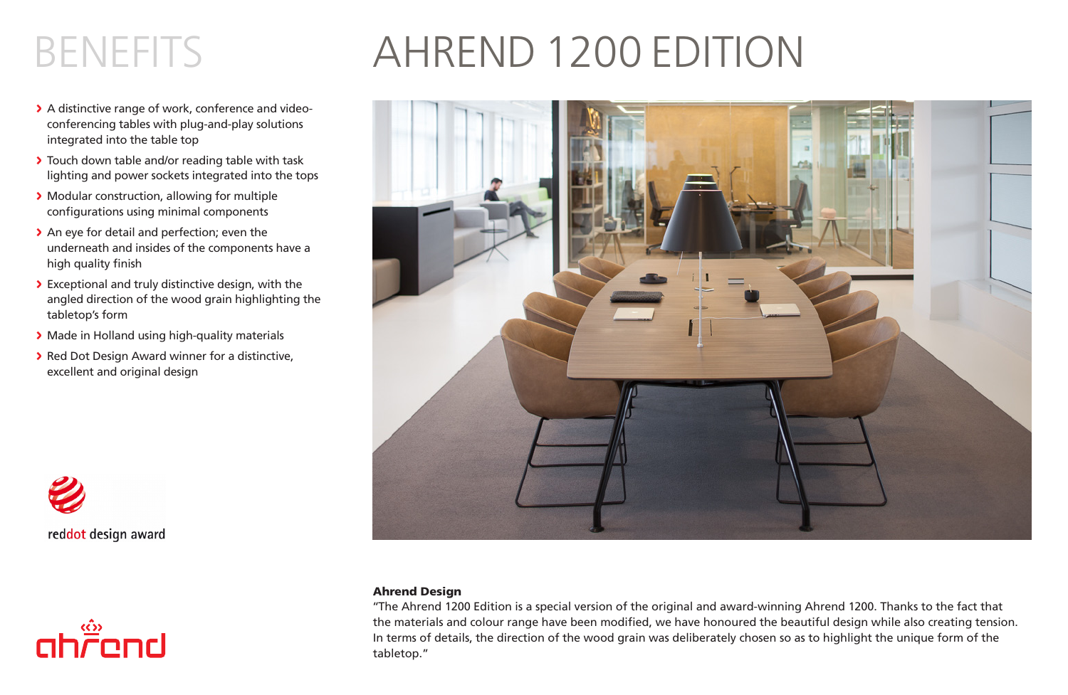# BENEFITS

- A distinctive range of work, conference and video-conferencing tables with plug-and-play solutions integrated into the table top
- Touch down table and/or reading table with task lighting and power sockets integrated into the tops
- Modular construction, allowing for multiple configurations using minimal components
- An eye for detail and perfection; even the underneath and insides of the components have a high quality finish
- Exceptional and truly distinctive design, with the angled direction of the wood grain highlighting the tabletop's form
- Made in Holland using high-quality materials
- Red Dot Design Award winner for a distinctive, excellent and original design

reddot design award

ahrend

# AHREND 1200 EDITION

**Ahrend Design**

"The Ahrend 1200 Edition is a special version of the original and award-winning Ahrend 1200. Thanks to the fact that the materials and colour range have been modified, we have honoured the beautiful design while also creating tension. In terms of details, the direction of the wood grain was deliberately chosen so as to highlight the unique form of the tabletop."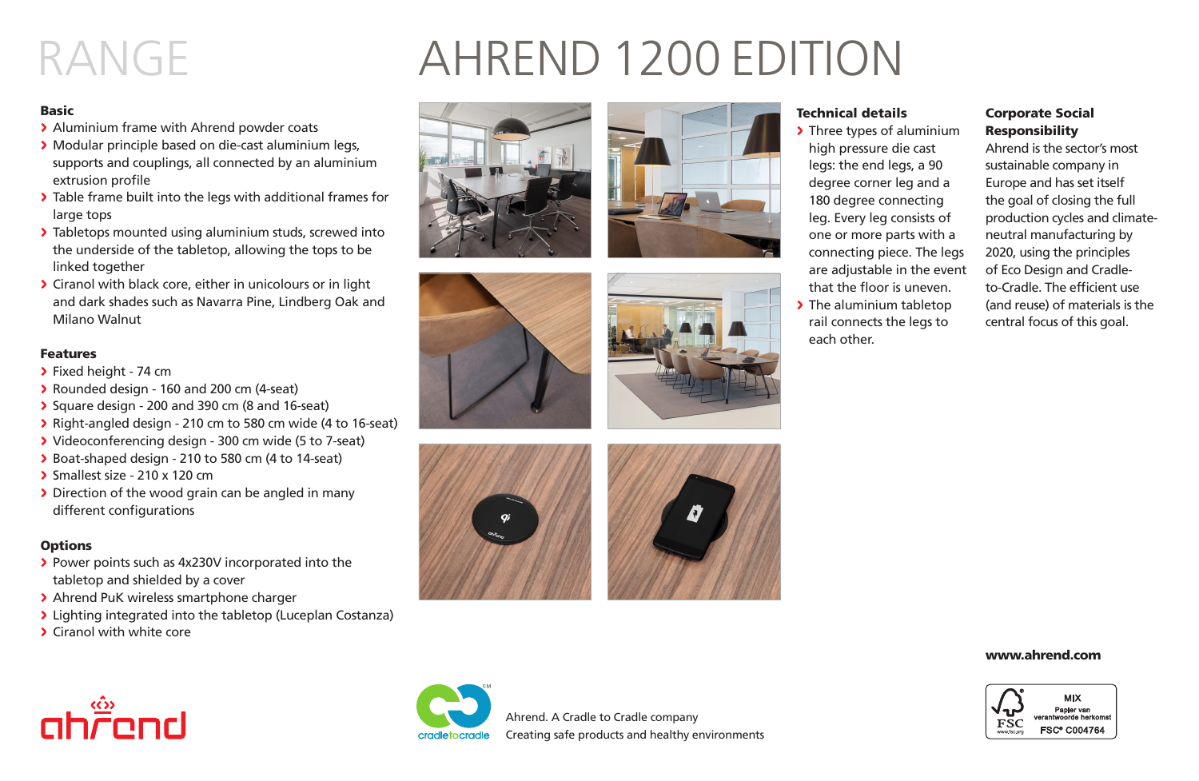# RANGE

### Basic

- Aluminium frame with Ahrend powder coats
- Modular principle based on die-cast aluminium legs, supports and couplings, all connected by an aluminium extrusion profile
- Table frame built into the legs with additional frames for large tops
- Tabletops mounted using aluminium studs, screwed into the underside of the tabletop, allowing the tops to be linked together
- Ciranol with black core, either in unicolours or in light and dark shades such as Navarra Pine, Lindberg Oak and Milano Walnut

### Features

- Fixed height - 74 cm
- Rounded design - 160 and 200 cm (4-seat)
- Square design - 200 and 390 cm (8 and 16-seat)
- Right-angled design - 210 cm to 580 cm wide (4 to 16-seat)
- Videoconferencing design - 300 cm wide (5 to 7-seat)
- Boat-shaped design - 210 to 580 cm (4 to 14-seat)
- Smallest size - 210 x 120 cm
- Direction of the wood grain can be angled in many different configurations

### Options

- Power points such as 4x230V incorporated into the tabletop and shielded by a cover
- Ahrend PuK wireless smartphone charger
- Lighting integrated into the tabletop (Luceplan Costanza)
- Ciranol with white core

# AHREND 1200 EDITION

### Technical details

- Three types of aluminium high pressure die cast legs: the end legs, a 90 degree corner leg and a 180 degree connecting leg. Every leg consists of one or more parts with a connecting piece. The legs are adjustable in the event that the floor is uneven.
- The aluminium tabletop rail connects the legs to each other.

### Corporate Social Responsibility

Ahrend is the sector's most sustainable company in Europe and has set itself the goal of closing the full production cycles and climate-neutral manufacturing by 2020, using the principles of Eco Design and Cradle-to-Cradle. The efficient use (and reuse) of materials is the central focus of this goal.

**www.ahrend.com**

Ahrend. A Cradle to Cradle company
Creating safe products and healthy environments